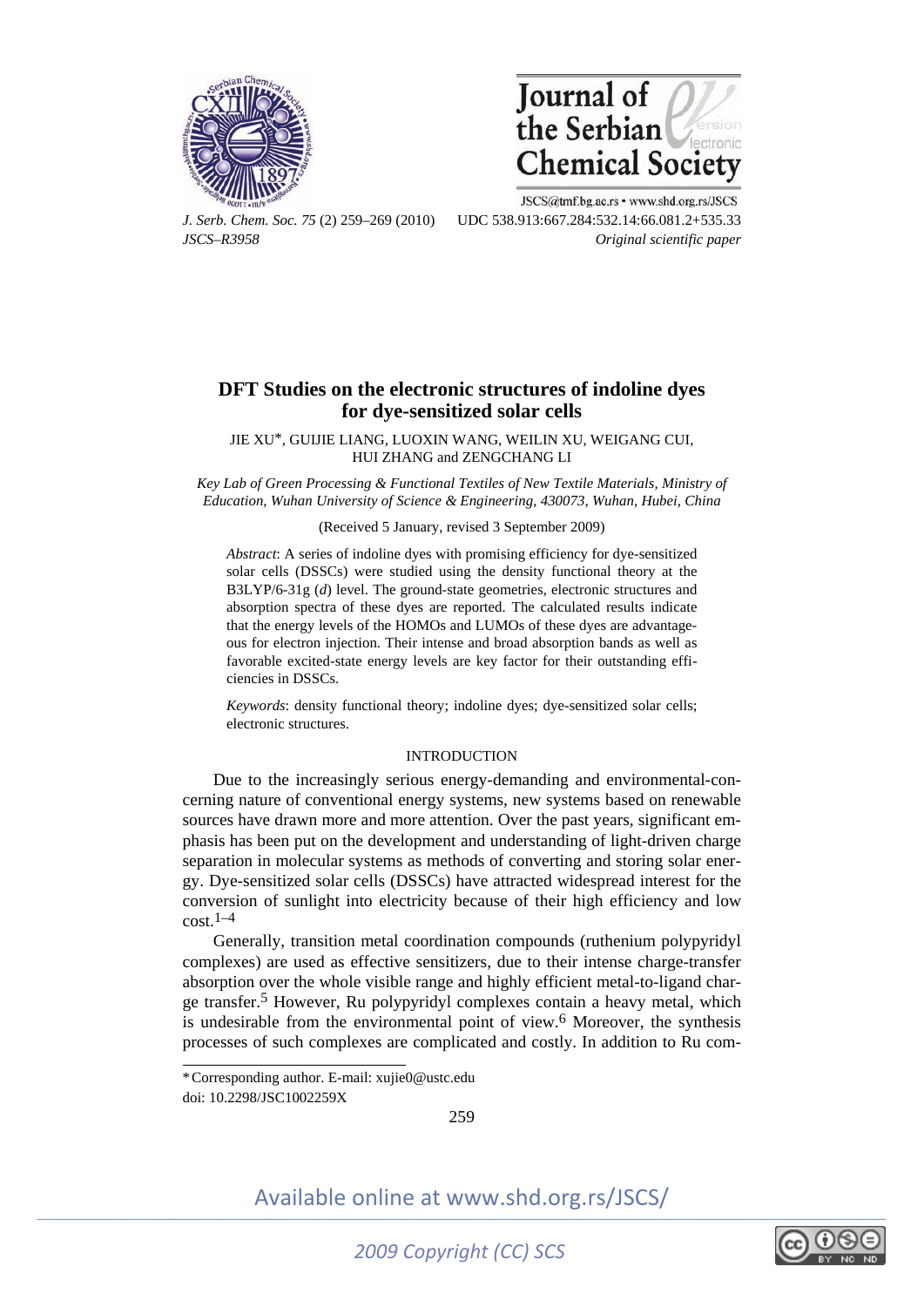# DFT Studies on the electronic structures of indoline dyes for dye-sensitized solar cells

JIE XU*, GUIJIE LIANG, LUOXIN WANG, WEILIN XU, WEIGANG CUI, HUI ZHANG and ZENGCHANG LI

*Key Lab of Green Processing & Functional Textiles of New Textile Materials, Ministry of Education, Wuhan University of Science & Engineering, 430073, Wuhan, Hubei, China*

(Received 5 January, revised 3 September 2009)

*Abstract*: A series of indoline dyes with promising efficiency for dye-sensitized solar cells (DSSCs) were studied using the density functional theory at the B3LYP/6-31g (*d*) level. The ground-state geometries, electronic structures and absorption spectra of these dyes are reported. The calculated results indicate that the energy levels of the HOMOs and LUMOs of these dyes are advantageous for electron injection. Their intense and broad absorption bands as well as favorable excited-state energy levels are key factor for their outstanding efficiencies in DSSCs.

*Keywords*: density functional theory; indoline dyes; dye-sensitized solar cells; electronic structures.

## INTRODUCTION

Due to the increasingly serious energy-demanding and environmental-concerning nature of conventional energy systems, new systems based on renewable sources have drawn more and more attention. Over the past years, significant emphasis has been put on the development and understanding of light-driven charge separation in molecular systems as methods of converting and storing solar energy. Dye-sensitized solar cells (DSSCs) have attracted widespread interest for the conversion of sunlight into electricity because of their high efficiency and low cost.[1–4]

Generally, transition metal coordination compounds (ruthenium polypyridyl complexes) are used as effective sensitizers, due to their intense charge-transfer absorption over the whole visible range and highly efficient metal-to-ligand charge transfer.[5] However, Ru polypyridyl complexes contain a heavy metal, which is undesirable from the environmental point of view.[6] Moreover, the synthesis processes of such complexes are complicated and costly. In addition to Ru com-

* Corresponding author. E-mail: xujie0@ustc.edu

doi: 10.2298/JSC1002259X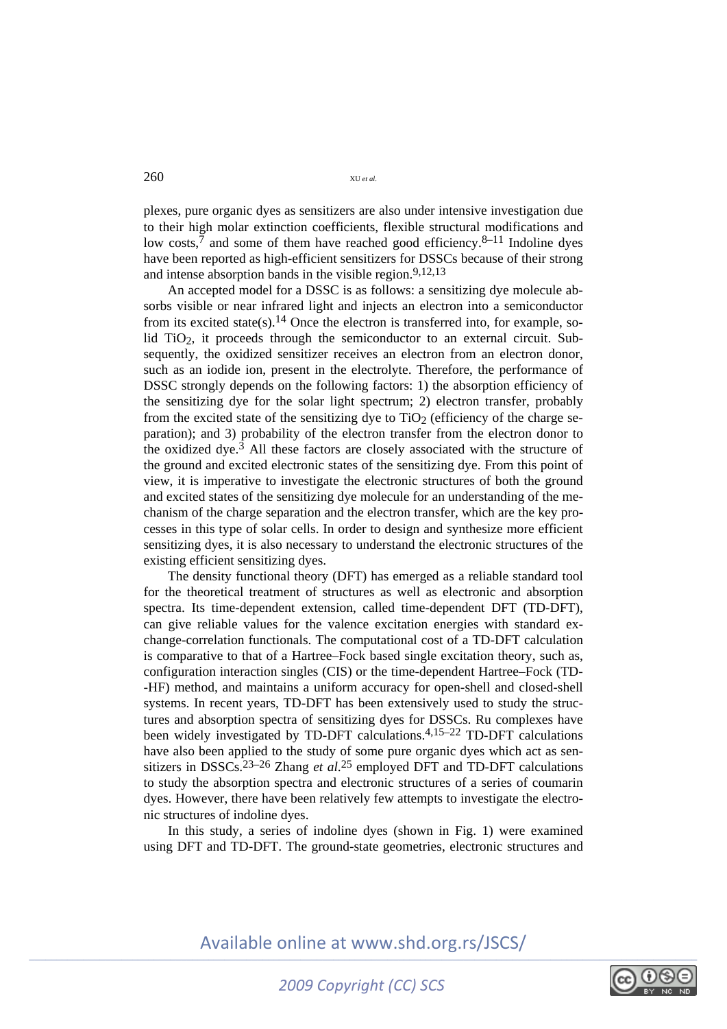plexes, pure organic dyes as sensitizers are also under intensive investigation due to their high molar extinction coefficients, flexible structural modifications and low costs,[7] and some of them have reached good efficiency.[8–11] Indoline dyes have been reported as high-efficient sensitizers for DSSCs because of their strong and intense absorption bands in the visible region.[9,12,13]

An accepted model for a DSSC is as follows: a sensitizing dye molecule absorbs visible or near infrared light and injects an electron into a semiconductor from its excited state(s).[14] Once the electron is transferred into, for example, solid $TiO_2$, it proceeds through the semiconductor to an external circuit. Subsequently, the oxidized sensitizer receives an electron from an electron donor, such as an iodide ion, present in the electrolyte. Therefore, the performance of DSSC strongly depends on the following factors: 1) the absorption efficiency of the sensitizing dye for the solar light spectrum; 2) electron transfer, probably from the excited state of the sensitizing dye to $TiO_2$ (efficiency of the charge separation); and 3) probability of the electron transfer from the electron donor to the oxidized dye.[3] All these factors are closely associated with the structure of the ground and excited electronic states of the sensitizing dye. From this point of view, it is imperative to investigate the electronic structures of both the ground and excited states of the sensitizing dye molecule for an understanding of the mechanism of the charge separation and the electron transfer, which are the key processes in this type of solar cells. In order to design and synthesize more efficient sensitizing dyes, it is also necessary to understand the electronic structures of the existing efficient sensitizing dyes.

The density functional theory (DFT) has emerged as a reliable standard tool for the theoretical treatment of structures as well as electronic and absorption spectra. Its time-dependent extension, called time-dependent DFT (TD-DFT), can give reliable values for the valence excitation energies with standard exchange-correlation functionals. The computational cost of a TD-DFT calculation is comparative to that of a Hartree–Fock based single excitation theory, such as, configuration interaction singles (CIS) or the time-dependent Hartree–Fock (TD--HF) method, and maintains a uniform accuracy for open-shell and closed-shell systems. In recent years, TD-DFT has been extensively used to study the structures and absorption spectra of sensitizing dyes for DSSCs. Ru complexes have been widely investigated by TD-DFT calculations.[4,15–22] TD-DFT calculations have also been applied to the study of some pure organic dyes which act as sensitizers in DSSCs.[23–26] Zhang *et al.*[25] employed DFT and TD-DFT calculations to study the absorption spectra and electronic structures of a series of coumarin dyes. However, there have been relatively few attempts to investigate the electronic structures of indoline dyes.

In this study, a series of indoline dyes (shown in Fig. 1) were examined using DFT and TD-DFT. The ground-state geometries, electronic structures and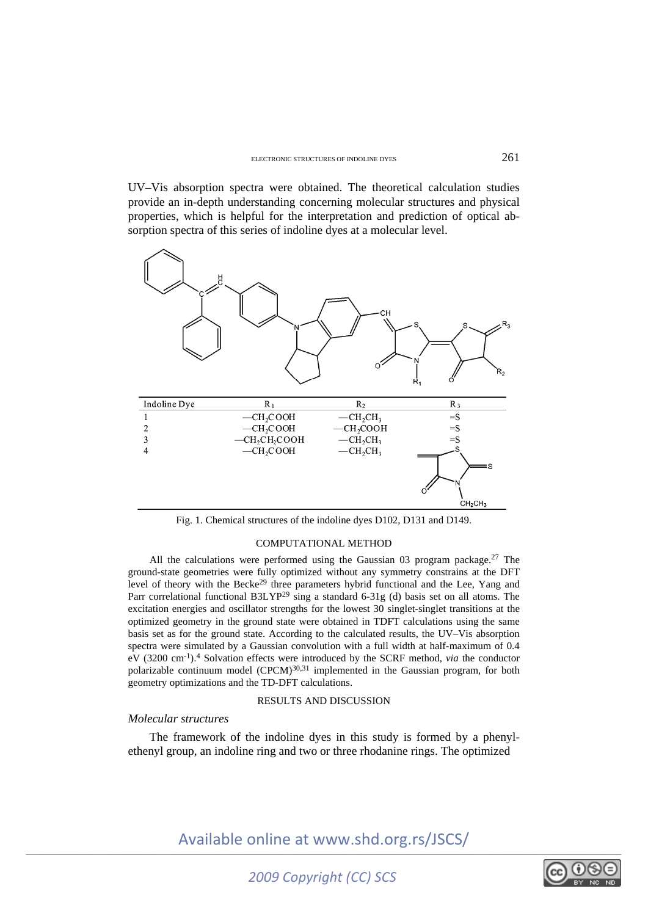UV–Vis absorption spectra were obtained. The theoretical calculation studies provide an in-depth understanding concerning molecular structures and physical properties, which is helpful for the interpretation and prediction of optical absorption spectra of this series of indoline dyes at a molecular level.

| Indoline Dye | $R_1$ | $R_2$ | $R_3$ |
|---|---|---|---|
| 1 | $—CH_2COOH$ | $—CH_2CH_3$ | =S |
| 2 | $—CH_2COOH$ | $—CH_2COOH$ | =S |
| 3 | $—CH_2CH_2COOH$ | $—CH_2CH_3$ | =S |
| 4 | $—CH_2COOH$ | $—CH_2CH_3$ | |

Fig. 1. Chemical structures of the indoline dyes D102, D131 and D149.

## COMPUTATIONAL METHOD

All the calculations were performed using the Gaussian 03 program package.[27] The ground-state geometries were fully optimized without any symmetry constrains at the DFT level of theory with the Becke[29] three parameters hybrid functional and the Lee, Yang and Parr correlational functional B3LYP[29] sing a standard 6-31g (d) basis set on all atoms. The excitation energies and oscillator strengths for the lowest 30 singlet-singlet transitions at the optimized geometry in the ground state were obtained in TDFT calculations using the same basis set as for the ground state. According to the calculated results, the UV–Vis absorption spectra were simulated by a Gaussian convolution with a full width at half-maximum of 0.4 eV (3200 $cm^{-1}$).[4] Solvation effects were introduced by the SCRF method, *via* the conductor polarizable continuum model (CPCM)[30,31] implemented in the Gaussian program, for both geometry optimizations and the TD-DFT calculations.

## RESULTS AND DISCUSSION

### *Molecular structures*

The framework of the indoline dyes in this study is formed by a phenylethenyl group, an indoline ring and two or three rhodanine rings. The optimized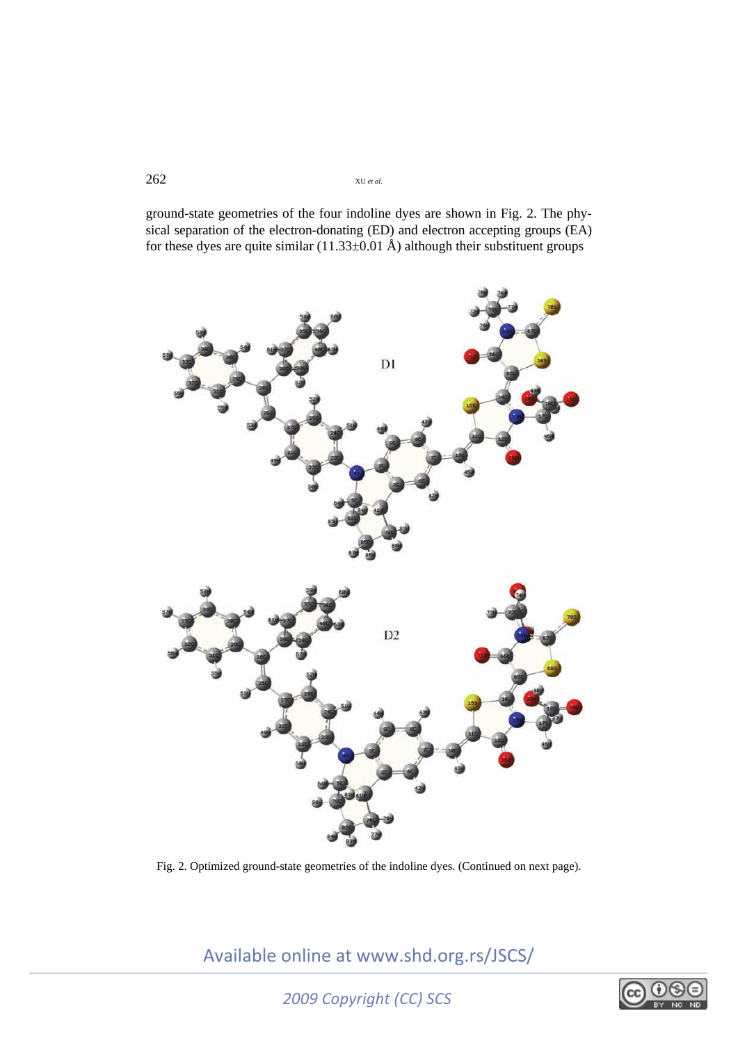ground-state geometries of the four indoline dyes are shown in Fig. 2. The physical separation of the electron-donating (ED) and electron accepting groups (EA) for these dyes are quite similar (11.33±0.01 Å) although their substituent groups

Fig. 2. Optimized ground-state geometries of the indoline dyes. (Continued on next page).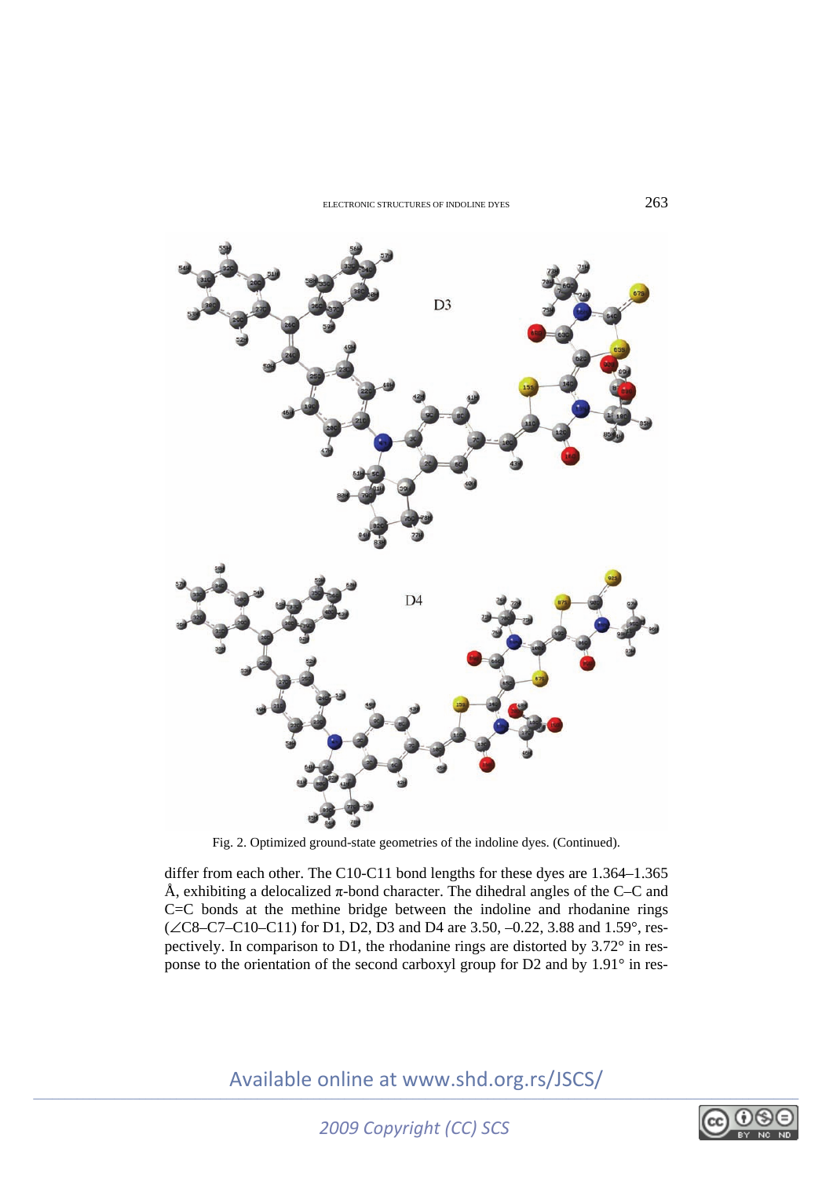Fig. 2. Optimized ground-state geometries of the indoline dyes. (Continued).

differ from each other. The C10-C11 bond lengths for these dyes are 1.364–1.365 Å, exhibiting a delocalized π-bond character. The dihedral angles of the C–C and C=C bonds at the methine bridge between the indoline and rhodanine rings (∠C8–C7–C10–C11) for D1, D2, D3 and D4 are 3.50, –0.22, 3.88 and 1.59°, respectively. In comparison to D1, the rhodanine rings are distorted by 3.72° in response to the orientation of the second carboxyl group for D2 and by 1.91° in res-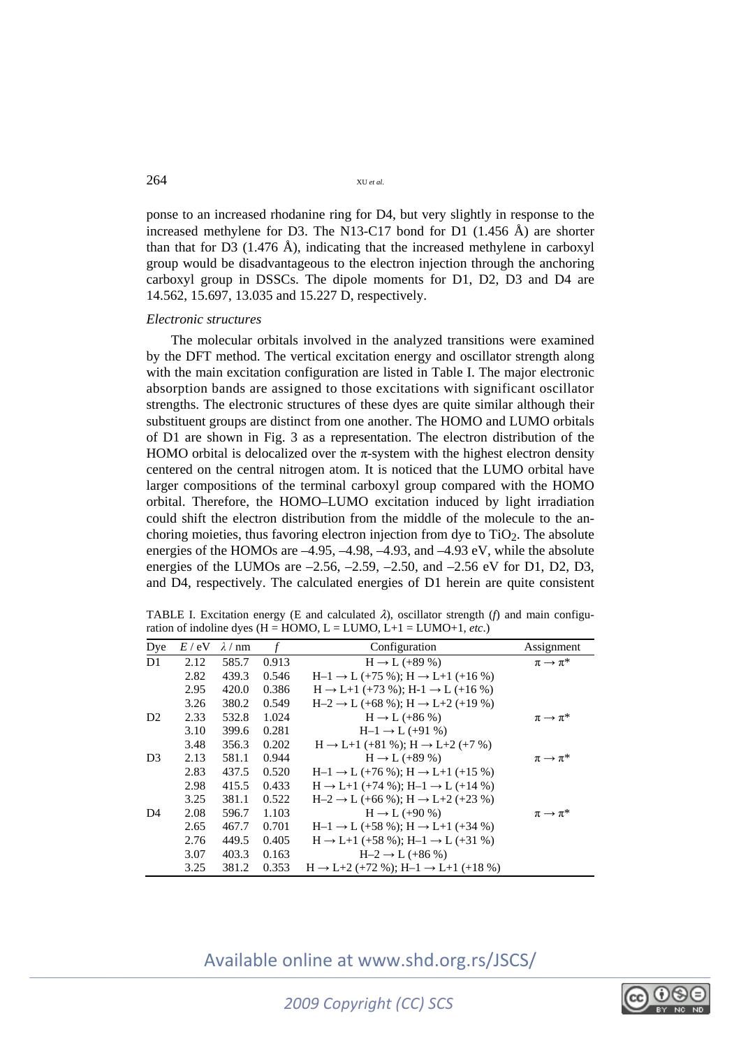ponse to an increased rhodanine ring for D4, but very slightly in response to the increased methylene for D3. The N13-C17 bond for D1 (1.456 Å) are shorter than that for D3 (1.476 Å), indicating that the increased methylene in carboxyl group would be disadvantageous to the electron injection through the anchoring carboxyl group in DSSCs. The dipole moments for D1, D2, D3 and D4 are 14.562, 15.697, 13.035 and 15.227 D, respectively.

*Electronic structures*

The molecular orbitals involved in the analyzed transitions were examined by the DFT method. The vertical excitation energy and oscillator strength along with the main excitation configuration are listed in Table I. The major electronic absorption bands are assigned to those excitations with significant oscillator strengths. The electronic structures of these dyes are quite similar although their substituent groups are distinct from one another. The HOMO and LUMO orbitals of D1 are shown in Fig. 3 as a representation. The electron distribution of the HOMO orbital is delocalized over the $\pi$-system with the highest electron density centered on the central nitrogen atom. It is noticed that the LUMO orbital have larger compositions of the terminal carboxyl group compared with the HOMO orbital. Therefore, the HOMO–LUMO excitation induced by light irradiation could shift the electron distribution from the middle of the molecule to the anchoring moieties, thus favoring electron injection from dye to $TiO_2$. The absolute energies of the HOMOs are –4.95, –4.98, –4.93, and –4.93 eV, while the absolute energies of the LUMOs are –2.56, –2.59, –2.50, and –2.56 eV for D1, D2, D3, and D4, respectively. The calculated energies of D1 herein are quite consistent

TABLE I. Excitation energy (E and calculated $\lambda$), oscillator strength ($f$) and main configuration of indoline dyes (H = HOMO, L = LUMO, L+1 = LUMO+1, *etc*.)

| Dye | $E$ / eV | $\lambda$ / nm | $f$ | Configuration | Assignment |
|---|---|---|---|---|---|
| D1 | 2.12 | 585.7 | 0.913 | H → L (+89 %) | $\pi \rightarrow \pi^*$ |
| | 2.82 | 439.3 | 0.546 | H–1 → L (+75 %); H → L+1 (+16 %) | |
| | 2.95 | 420.0 | 0.386 | H → L+1 (+73 %); H-1 → L (+16 %) | |
| | 3.26 | 380.2 | 0.549 | H–2 → L (+68 %); H → L+2 (+19 %) | |
| D2 | 2.33 | 532.8 | 1.024 | H → L (+86 %) | $\pi \rightarrow \pi^*$ |
| | 3.10 | 399.6 | 0.281 | H–1 → L (+91 %) | |
| | 3.48 | 356.3 | 0.202 | H → L+1 (+81 %); H → L+2 (+7 %) | |
| D3 | 2.13 | 581.1 | 0.944 | H → L (+89 %) | $\pi \rightarrow \pi^*$ |
| | 2.83 | 437.5 | 0.520 | H–1 → L (+76 %); H → L+1 (+15 %) | |
| | 2.98 | 415.5 | 0.433 | H → L+1 (+74 %); H–1 → L (+14 %) | |
| | 3.25 | 381.1 | 0.522 | H–2 → L (+66 %); H → L+2 (+23 %) | |
| D4 | 2.08 | 596.7 | 1.103 | H → L (+90 %) | $\pi \rightarrow \pi^*$ |
| | 2.65 | 467.7 | 0.701 | H–1 → L (+58 %); H → L+1 (+34 %) | |
| | 2.76 | 449.5 | 0.405 | H → L+1 (+58 %); H–1 → L (+31 %) | |
| | 3.07 | 403.3 | 0.163 | H–2 → L (+86 %) | |
| | 3.25 | 381.2 | 0.353 | H → L+2 (+72 %); H–1 → L+1 (+18 %) | |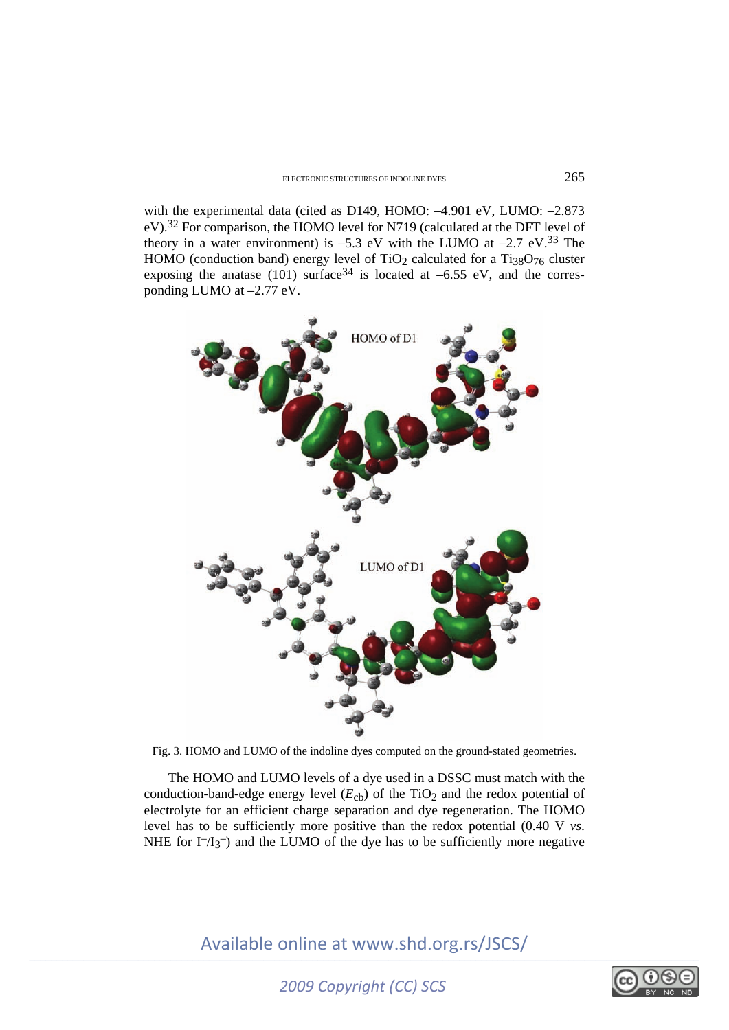with the experimental data (cited as D149, HOMO: –4.901 eV, LUMO: –2.873 eV).[32] For comparison, the HOMO level for N719 (calculated at the DFT level of theory in a water environment) is –5.3 eV with the LUMO at –2.7 eV.[33] The HOMO (conduction band) energy level of $TiO_2$ calculated for a $Ti_{38}O_{76}$ cluster exposing the anatase (101) surface[34] is located at –6.55 eV, and the corresponding LUMO at –2.77 eV.

Fig. 3. HOMO and LUMO of the indoline dyes computed on the ground-stated geometries.

The HOMO and LUMO levels of a dye used in a DSSC must match with the conduction-band-edge energy level ($E_{cb}$) of the $TiO_2$ and the redox potential of electrolyte for an efficient charge separation and dye regeneration. The HOMO level has to be sufficiently more positive than the redox potential (0.40 V *vs.* NHE for $I^-/I_3^-$) and the LUMO of the dye has to be sufficiently more negative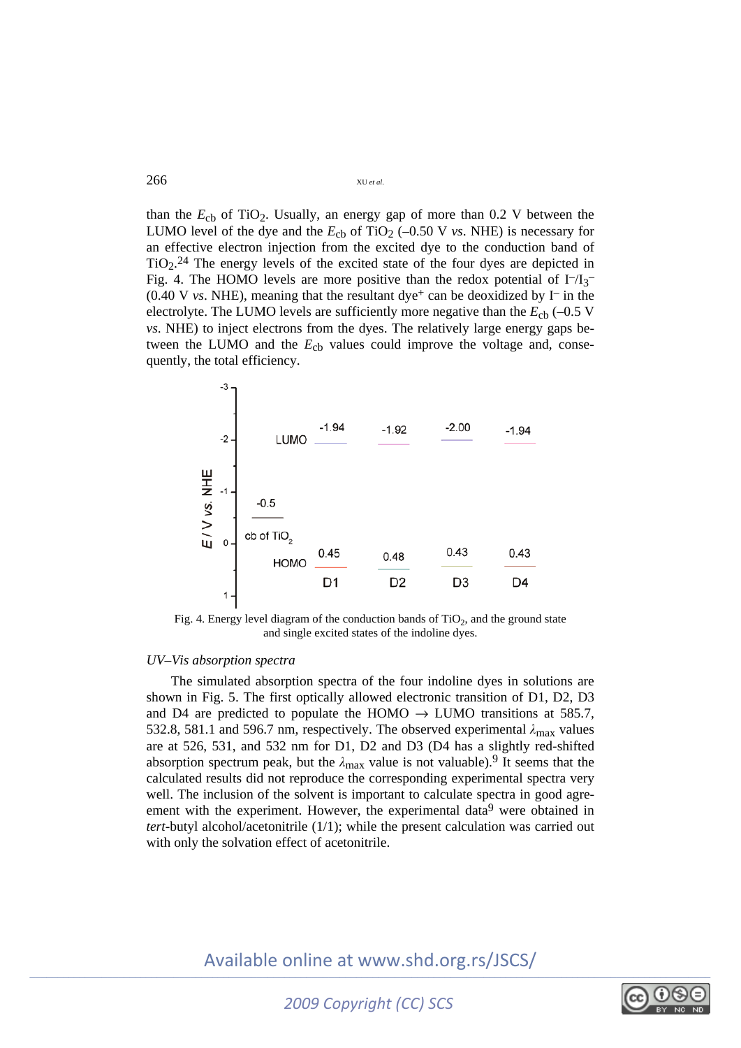than the $E_{cb}$ of $TiO_2$. Usually, an energy gap of more than 0.2 V between the LUMO level of the dye and the $E_{cb}$ of $TiO_2$ (–0.50 V *vs*. NHE) is necessary for an effective electron injection from the excited dye to the conduction band of $TiO_2$.[24] The energy levels of the excited state of the four dyes are depicted in Fig. 4. The HOMO levels are more positive than the redox potential of $I^-/I_3^-$ (0.40 V *vs*. NHE), meaning that the resultant dye$^+$ can be deoxidized by $I^-$ in the electrolyte. The LUMO levels are sufficiently more negative than the $E_{cb}$ (–0.5 V *vs*. NHE) to inject electrons from the dyes. The relatively large energy gaps between the LUMO and the $E_{cb}$ values could improve the voltage and, consequently, the total efficiency.

Fig. 4. Energy level diagram of the conduction bands of $TiO_2$, and the ground state and single excited states of the indoline dyes.

*UV–Vis absorption spectra*

The simulated absorption spectra of the four indoline dyes in solutions are shown in Fig. 5. The first optically allowed electronic transition of D1, D2, D3 and D4 are predicted to populate the HOMO → LUMO transitions at 585.7, 532.8, 581.1 and 596.7 nm, respectively. The observed experimental $\lambda_{max}$ values are at 526, 531, and 532 nm for D1, D2 and D3 (D4 has a slightly red-shifted absorption spectrum peak, but the $\lambda_{max}$ value is not valuable).[9] It seems that the calculated results did not reproduce the corresponding experimental spectra very well. The inclusion of the solvent is important to calculate spectra in good agreement with the experiment. However, the experimental data[9] were obtained in *tert*-butyl alcohol/acetonitrile (1/1); while the present calculation was carried out with only the solvation effect of acetonitrile.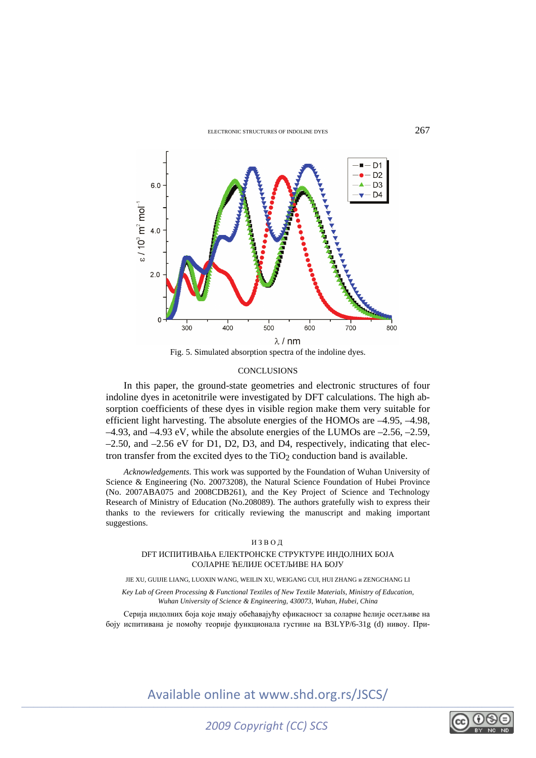Fig. 5. Simulated absorption spectra of the indoline dyes.

## CONCLUSIONS

In this paper, the ground-state geometries and electronic structures of four indoline dyes in acetonitrile were investigated by DFT calculations. The high absorption coefficients of these dyes in visible region make them very suitable for efficient light harvesting. The absolute energies of the HOMOs are –4.95, –4.98, –4.93, and –4.93 eV, while the absolute energies of the LUMOs are –2.56, –2.59, –2.50, and –2.56 eV for D1, D2, D3, and D4, respectively, indicating that electron transfer from the excited dyes to the $TiO_2$ conduction band is available.

*Acknowledgements.* This work was supported by the Foundation of Wuhan University of Science & Engineering (No. 20073208), the Natural Science Foundation of Hubei Province (No. 2007ABA075 and 2008CDB261), and the Key Project of Science and Technology Research of Ministry of Education (No.208089). The authors gratefully wish to express their thanks to the reviewers for critically reviewing the manuscript and making important suggestions.

## ИЗВОД

### DFT ИСПИТИВАЊА ЕЛЕКТРОНСКЕ СТРУКТУРЕ ИНДОЛНИХ БОЈА СОЛАРНЕ ЋЕЛИЈЕ ОСЕТЉИВЕ НА БОЈУ

JIE XU, GUIJIE LIANG, LUOXIN WANG, WEILIN XU, WEIGANG CUI, HUI ZHANG и ZENGCHANG LI

*Key Lab of Green Processing & Functional Textiles of New Textile Materials, Ministry of Education, Wuhan University of Science & Engineering, 430073, Wuhan, Hubei, China*

Серија индолних боја које имају обећавајућу ефикасност за соларне ћелије осетљиве на боју испитивана је помоћу теорије функционала густине на B3LYP/6-31g (d) нивоу. При-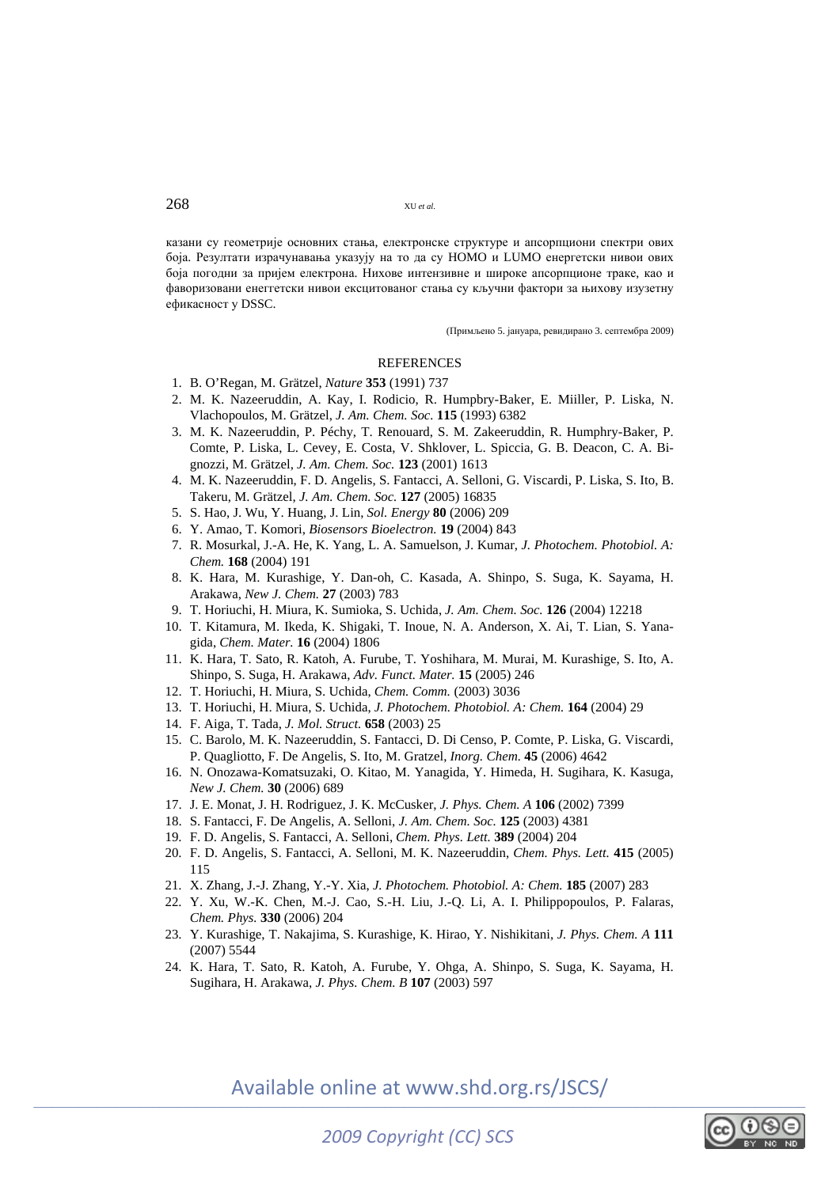казани су геометрије основних стања, електронске структуре и апсорпциони спектри ових боја. Резултати израчунавања указују на то да су HOMO и LUMO енергетски нивои ових боја погодни за пријем електрона. Нихове интензивне и широке апсорпционе траке, као и фаворизовани енегтетски нивои ексцитованог стања су кључни фактори за њихову изузетну ефикасност у DSSC.

(Примљено 5. јануара, ревидирано 3. септембра 2009)

## REFERENCES

1. B. O'Regan, M. Grätzel, *Nature* **353** (1991) 737
2. M. K. Nazeeruddin, A. Kay, I. Rodicio, R. Humpbry-Baker, E. Miiller, P. Liska, N. Vlachopoulos, M. Grätzel, *J. Am. Chem. Soc.* **115** (1993) 6382
3. M. K. Nazeeruddin, P. Péchy, T. Renouard, S. M. Zakeeruddin, R. Humphry-Baker, P. Comte, P. Liska, L. Cevey, E. Costa, V. Shklover, L. Spiccia, G. B. Deacon, C. A. Bignozzi, M. Grätzel, *J. Am. Chem. Soc.* **123** (2001) 1613
4. M. K. Nazeeruddin, F. D. Angelis, S. Fantacci, A. Selloni, G. Viscardi, P. Liska, S. Ito, B. Takeru, M. Grätzel, *J. Am. Chem. Soc.* **127** (2005) 16835
5. S. Hao, J. Wu, Y. Huang, J. Lin, *Sol. Energy* **80** (2006) 209
6. Y. Amao, T. Komori, *Biosensors Bioelectron.* **19** (2004) 843
7. R. Mosurkal, J.-A. He, K. Yang, L. A. Samuelson, J. Kumar, *J. Photochem. Photobiol. A: Chem.* **168** (2004) 191
8. K. Hara, M. Kurashige, Y. Dan-oh, C. Kasada, A. Shinpo, S. Suga, K. Sayama, H. Arakawa, *New J. Chem.* **27** (2003) 783
9. T. Horiuchi, H. Miura, K. Sumioka, S. Uchida, *J. Am. Chem. Soc.* **126** (2004) 12218
10. T. Kitamura, M. Ikeda, K. Shigaki, T. Inoue, N. A. Anderson, X. Ai, T. Lian, S. Yanagida, *Chem. Mater.* **16** (2004) 1806
11. K. Hara, T. Sato, R. Katoh, A. Furube, T. Yoshihara, M. Murai, M. Kurashige, S. Ito, A. Shinpo, S. Suga, H. Arakawa, *Adv. Funct. Mater.* **15** (2005) 246
12. T. Horiuchi, H. Miura, S. Uchida, *Chem. Comm.* (2003) 3036
13. T. Horiuchi, H. Miura, S. Uchida, *J. Photochem. Photobiol. A: Chem.* **164** (2004) 29
14. F. Aiga, T. Tada, *J. Mol. Struct.* **658** (2003) 25
15. C. Barolo, M. K. Nazeeruddin, S. Fantacci, D. Di Censo, P. Comte, P. Liska, G. Viscardi, P. Quagliotto, F. De Angelis, S. Ito, M. Gratzel, *Inorg. Chem.* **45** (2006) 4642
16. N. Onozawa-Komatsuzaki, O. Kitao, M. Yanagida, Y. Himeda, H. Sugihara, K. Kasuga, *New J. Chem.* **30** (2006) 689
17. J. E. Monat, J. H. Rodriguez, J. K. McCusker, *J. Phys. Chem. A* **106** (2002) 7399
18. S. Fantacci, F. De Angelis, A. Selloni, *J. Am. Chem. Soc.* **125** (2003) 4381
19. F. D. Angelis, S. Fantacci, A. Selloni, *Chem. Phys. Lett.* **389** (2004) 204
20. F. D. Angelis, S. Fantacci, A. Selloni, M. K. Nazeeruddin, *Chem. Phys. Lett.* **415** (2005) 115
21. X. Zhang, J.-J. Zhang, Y.-Y. Xia, *J. Photochem. Photobiol. A: Chem.* **185** (2007) 283
22. Y. Xu, W.-K. Chen, M.-J. Cao, S.-H. Liu, J.-Q. Li, A. I. Philippopoulos, P. Falaras, *Chem. Phys.* **330** (2006) 204
23. Y. Kurashige, T. Nakajima, S. Kurashige, K. Hirao, Y. Nishikitani, *J. Phys. Chem. A* **111** (2007) 5544
24. K. Hara, T. Sato, R. Katoh, A. Furube, Y. Ohga, A. Shinpo, S. Suga, K. Sayama, H. Sugihara, H. Arakawa, *J. Phys. Chem. B* **107** (2003) 597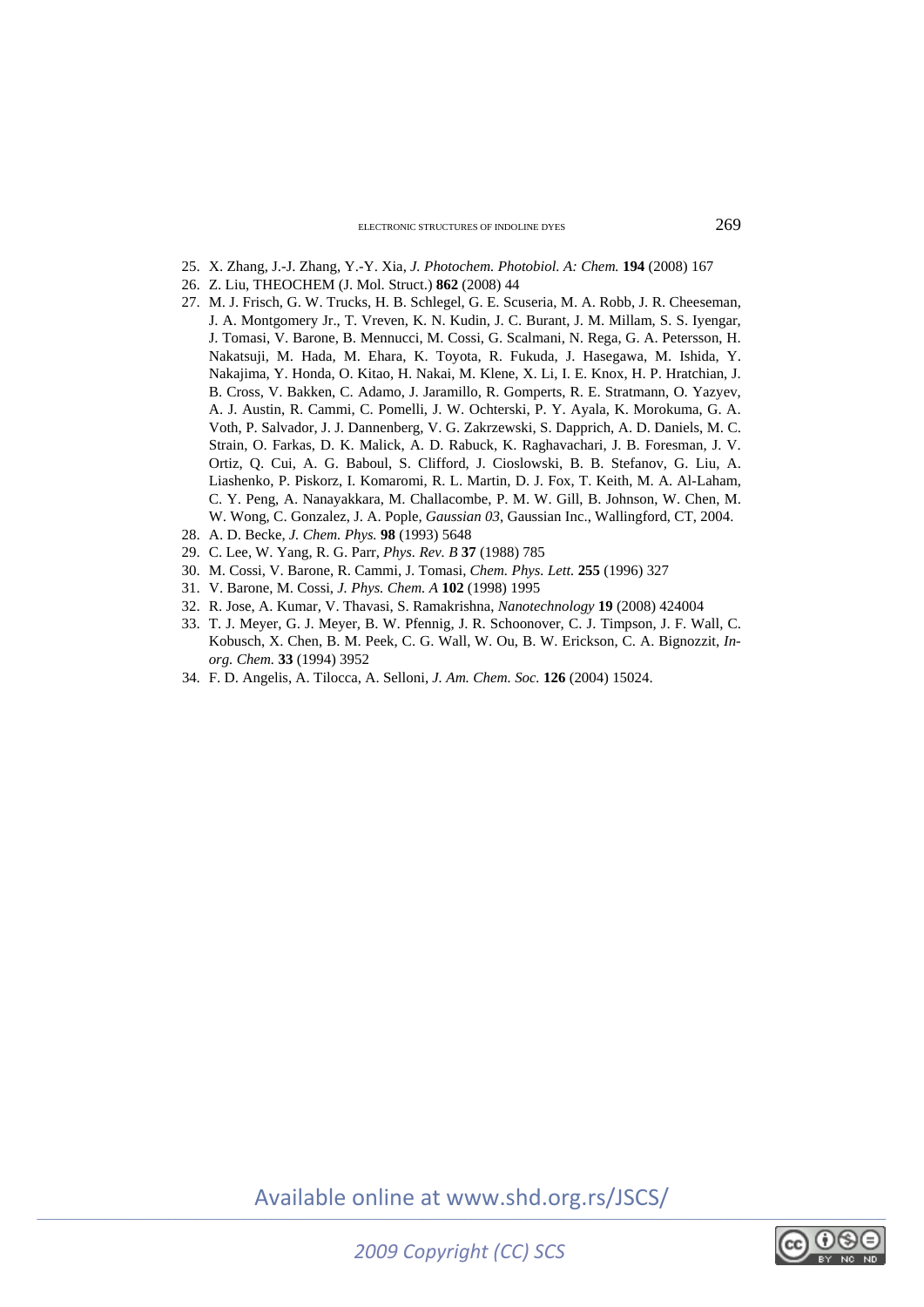25. X. Zhang, J.-J. Zhang, Y.-Y. Xia, *J. Photochem. Photobiol. A: Chem.* **194** (2008) 167
26. Z. Liu, THEOCHEM (J. Mol. Struct.) **862** (2008) 44
27. M. J. Frisch, G. W. Trucks, H. B. Schlegel, G. E. Scuseria, M. A. Robb, J. R. Cheeseman, J. A. Montgomery Jr., T. Vreven, K. N. Kudin, J. C. Burant, J. M. Millam, S. S. Iyengar, J. Tomasi, V. Barone, B. Mennucci, M. Cossi, G. Scalmani, N. Rega, G. A. Petersson, H. Nakatsuji, M. Hada, M. Ehara, K. Toyota, R. Fukuda, J. Hasegawa, M. Ishida, Y. Nakajima, Y. Honda, O. Kitao, H. Nakai, M. Klene, X. Li, I. E. Knox, H. P. Hratchian, J. B. Cross, V. Bakken, C. Adamo, J. Jaramillo, R. Gomperts, R. E. Stratmann, O. Yazyev, A. J. Austin, R. Cammi, C. Pomelli, J. W. Ochterski, P. Y. Ayala, K. Morokuma, G. A. Voth, P. Salvador, J. J. Dannenberg, V. G. Zakrzewski, S. Dapprich, A. D. Daniels, M. C. Strain, O. Farkas, D. K. Malick, A. D. Rabuck, K. Raghavachari, J. B. Foresman, J. V. Ortiz, Q. Cui, A. G. Baboul, S. Clifford, J. Cioslowski, B. B. Stefanov, G. Liu, A. Liashenko, P. Piskorz, I. Komaromi, R. L. Martin, D. J. Fox, T. Keith, M. A. Al-Laham, C. Y. Peng, A. Nanayakkara, M. Challacombe, P. M. W. Gill, B. Johnson, W. Chen, M. W. Wong, C. Gonzalez, J. A. Pople, *Gaussian 03*, Gaussian Inc., Wallingford, CT, 2004.
28. A. D. Becke, *J. Chem. Phys.* **98** (1993) 5648
29. C. Lee, W. Yang, R. G. Parr, *Phys. Rev. B* **37** (1988) 785
30. M. Cossi, V. Barone, R. Cammi, J. Tomasi, *Chem. Phys. Lett.* **255** (1996) 327
31. V. Barone, M. Cossi, *J. Phys. Chem. A* **102** (1998) 1995
32. R. Jose, A. Kumar, V. Thavasi, S. Ramakrishna, *Nanotechnology* **19** (2008) 424004
33. T. J. Meyer, G. J. Meyer, B. W. Pfennig, J. R. Schoonover, C. J. Timpson, J. F. Wall, C. Kobusch, X. Chen, B. M. Peek, C. G. Wall, W. Ou, B. W. Erickson, C. A. Bignozzit, *Inorg. Chem.* **33** (1994) 3952
34. F. D. Angelis, A. Tilocca, A. Selloni, *J. Am. Chem. Soc.* **126** (2004) 15024.